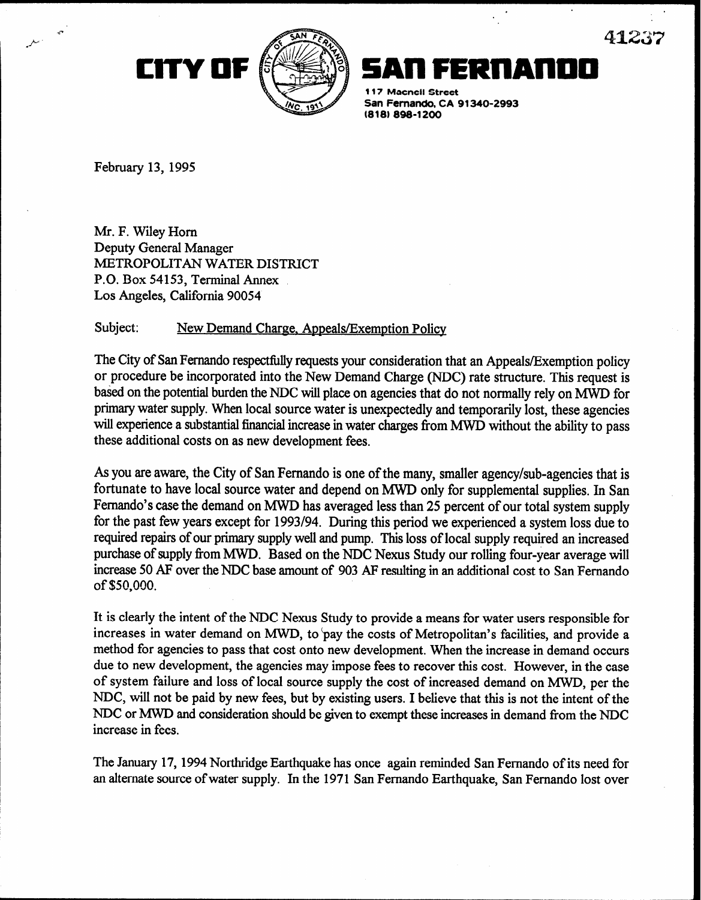41237

# CITY OF SAN FERNANDO

117 Macneil Street
San Fernando, CA 91340-2993
(818) 898-1200

February 13, 1995

Mr. F. Wiley Horn
Deputy General Manager
METROPOLITAN WATER DISTRICT
P.O. Box 54153, Terminal Annex
Los Angeles, California 90054

Subject: New Demand Charge, Appeals/Exemption Policy

The City of San Fernando respectfully requests your consideration that an Appeals/Exemption policy or procedure be incorporated into the New Demand Charge (NDC) rate structure. This request is based on the potential burden the NDC will place on agencies that do not normally rely on MWD for primary water supply. When local source water is unexpectedly and temporarily lost, these agencies will experience a substantial financial increase in water charges from MWD without the ability to pass these additional costs on as new development fees.

As you are aware, the City of San Fernando is one of the many, smaller agency/sub-agencies that is fortunate to have local source water and depend on MWD only for supplemental supplies. In San Fernando's case the demand on MWD has averaged less than 25 percent of our total system supply for the past few years except for 1993/94. During this period we experienced a system loss due to required repairs of our primary supply well and pump. This loss of local supply required an increased purchase of supply from MWD. Based on the NDC Nexus Study our rolling four-year average will increase 50 AF over the NDC base amount of 903 AF resulting in an additional cost to San Fernando of $50,000.

It is clearly the intent of the NDC Nexus Study to provide a means for water users responsible for increases in water demand on MWD, to pay the costs of Metropolitan's facilities, and provide a method for agencies to pass that cost onto new development. When the increase in demand occurs due to new development, the agencies may impose fees to recover this cost. However, in the case of system failure and loss of local source supply the cost of increased demand on MWD, per the NDC, will not be paid by new fees, but by existing users. I believe that this is not the intent of the NDC or MWD and consideration should be given to exempt these increases in demand from the NDC increase in fees.

The January 17, 1994 Northridge Earthquake has once again reminded San Fernando of its need for an alternate source of water supply. In the 1971 San Fernando Earthquake, San Fernando lost over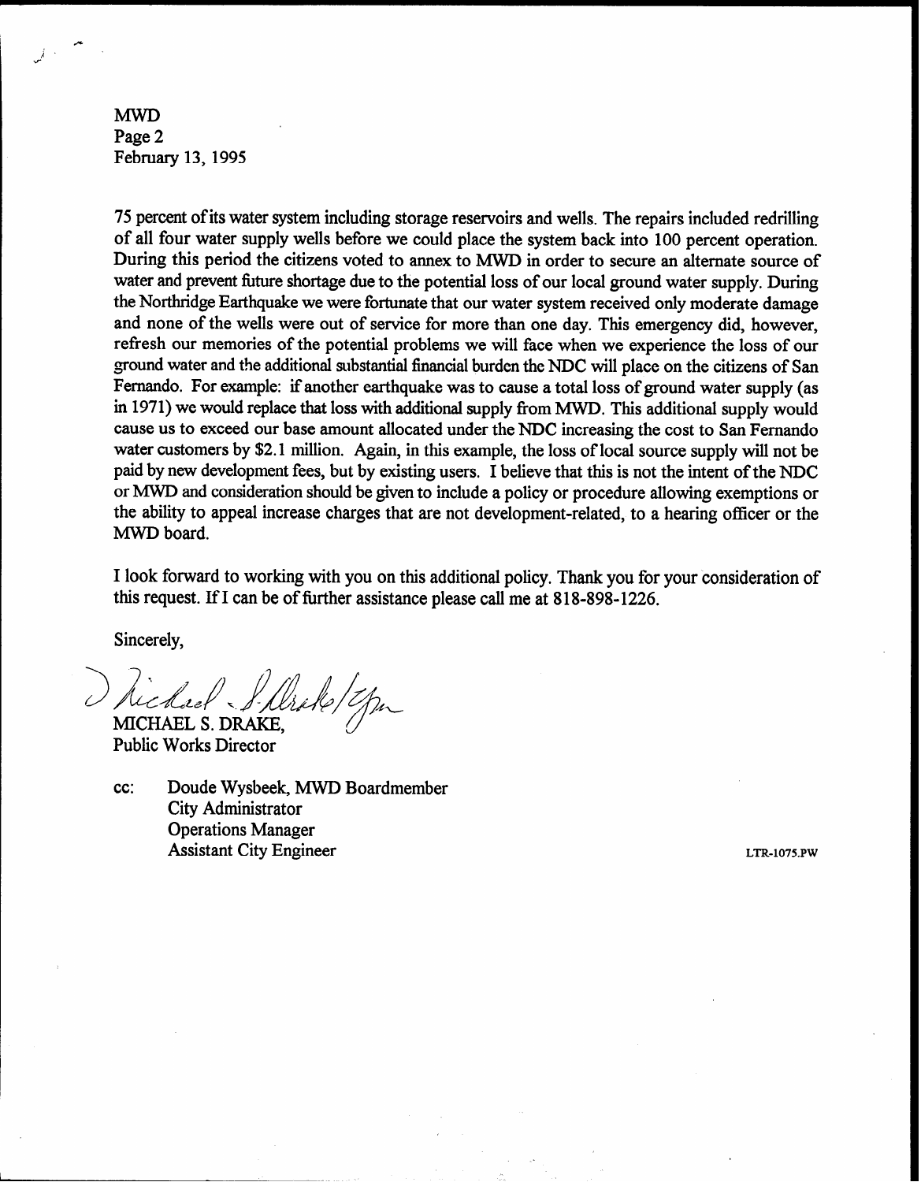MWD
Page 2
February 13, 1995

75 percent of its water system including storage reservoirs and wells. The repairs included redrilling of all four water supply wells before we could place the system back into 100 percent operation. During this period the citizens voted to annex to MWD in order to secure an alternate source of water and prevent future shortage due to the potential loss of our local ground water supply. During the Northridge Earthquake we were fortunate that our water system received only moderate damage and none of the wells were out of service for more than one day. This emergency did, however, refresh our memories of the potential problems we will face when we experience the loss of our ground water and the additional substantial financial burden the NDC will place on the citizens of San Fernando. For example: if another earthquake was to cause a total loss of ground water supply (as in 1971) we would replace that loss with additional supply from MWD. This additional supply would cause us to exceed our base amount allocated under the NDC increasing the cost to San Fernando water customers by $2.1 million. Again, in this example, the loss of local source supply will not be paid by new development fees, but by existing users. I believe that this is not the intent of the NDC or MWD and consideration should be given to include a policy or procedure allowing exemptions or the ability to appeal increase charges that are not development-related, to a hearing officer or the MWD board.

I look forward to working with you on this additional policy. Thank you for your consideration of this request. If I can be of further assistance please call me at 818-898-1226.

Sincerely,

Michael S. Drake

MICHAEL S. DRAKE,
Public Works Director

cc: Doude Wysbeek, MWD Boardmember
City Administrator
Operations Manager
Assistant City Engineer

LTR-1075.PW